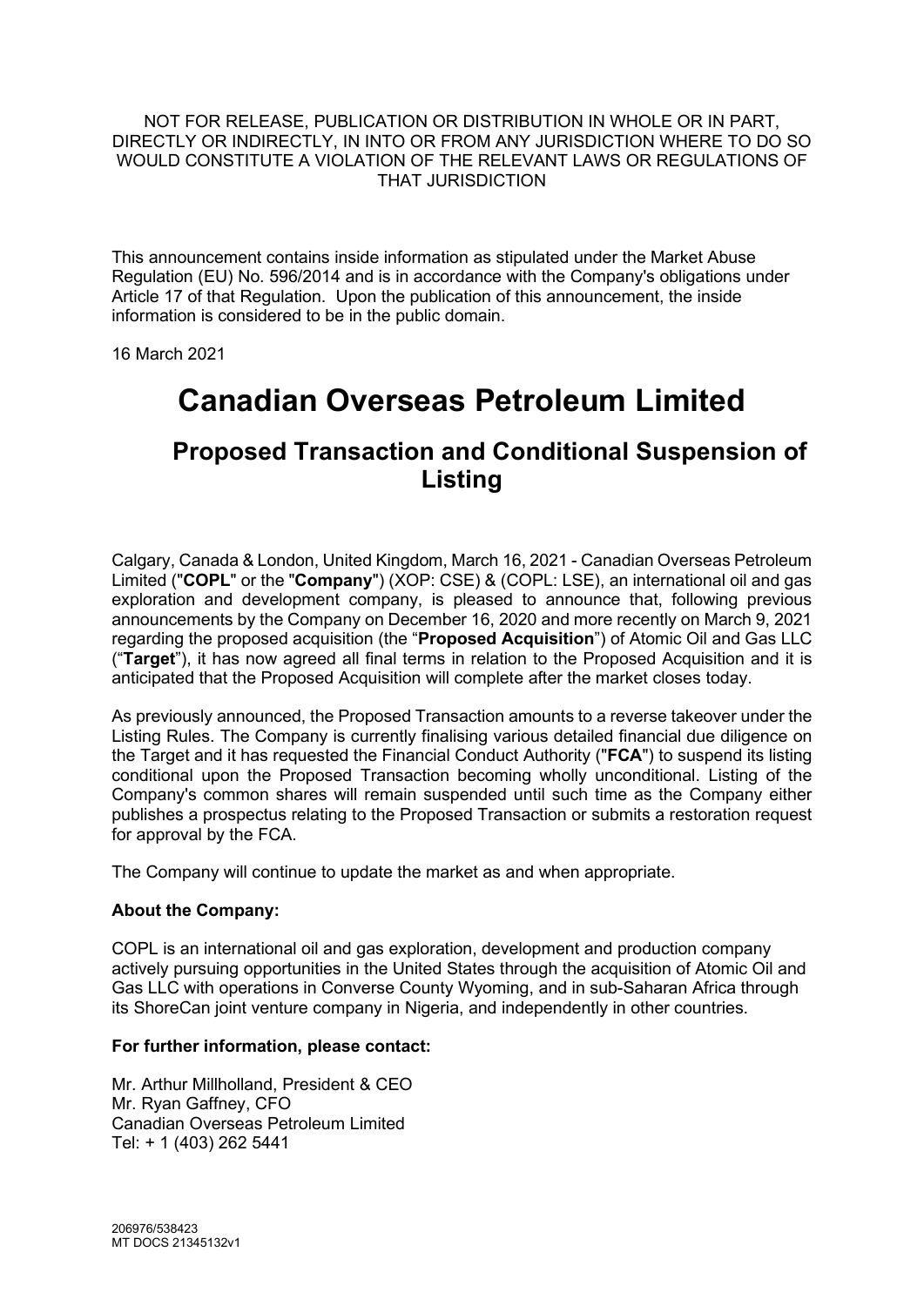NOT FOR RELEASE, PUBLICATION OR DISTRIBUTION IN WHOLE OR IN PART, DIRECTLY OR INDIRECTLY, IN INTO OR FROM ANY JURISDICTION WHERE TO DO SO WOULD CONSTITUTE A VIOLATION OF THE RELEVANT LAWS OR REGULATIONS OF THAT JURISDICTION

This announcement contains inside information as stipulated under the Market Abuse Regulation (EU) No. 596/2014 and is in accordance with the Company's obligations under Article 17 of that Regulation. Upon the publication of this announcement, the inside information is considered to be in the public domain.

16 March 2021

# Canadian Overseas Petroleum Limited

## Proposed Transaction and Conditional Suspension of Listing

Calgary, Canada & London, United Kingdom, March 16, 2021 - Canadian Overseas Petroleum Limited ("**COPL**" or the "**Company**") (XOP: CSE) & (COPL: LSE), an international oil and gas exploration and development company, is pleased to announce that, following previous announcements by the Company on December 16, 2020 and more recently on March 9, 2021 regarding the proposed acquisition (the "**Proposed Acquisition**") of Atomic Oil and Gas LLC ("**Target**"), it has now agreed all final terms in relation to the Proposed Acquisition and it is anticipated that the Proposed Acquisition will complete after the market closes today.

As previously announced, the Proposed Transaction amounts to a reverse takeover under the Listing Rules. The Company is currently finalising various detailed financial due diligence on the Target and it has requested the Financial Conduct Authority ("**FCA**") to suspend its listing conditional upon the Proposed Transaction becoming wholly unconditional. Listing of the Company's common shares will remain suspended until such time as the Company either publishes a prospectus relating to the Proposed Transaction or submits a restoration request for approval by the FCA.

The Company will continue to update the market as and when appropriate.

**About the Company:**

COPL is an international oil and gas exploration, development and production company actively pursuing opportunities in the United States through the acquisition of Atomic Oil and Gas LLC with operations in Converse County Wyoming, and in sub-Saharan Africa through its ShoreCan joint venture company in Nigeria, and independently in other countries.

**For further information, please contact:**

Mr. Arthur Millholland, President & CEO
Mr. Ryan Gaffney, CFO
Canadian Overseas Petroleum Limited
Tel: + 1 (403) 262 5441

206976/538423
MT DOCS 21345132v1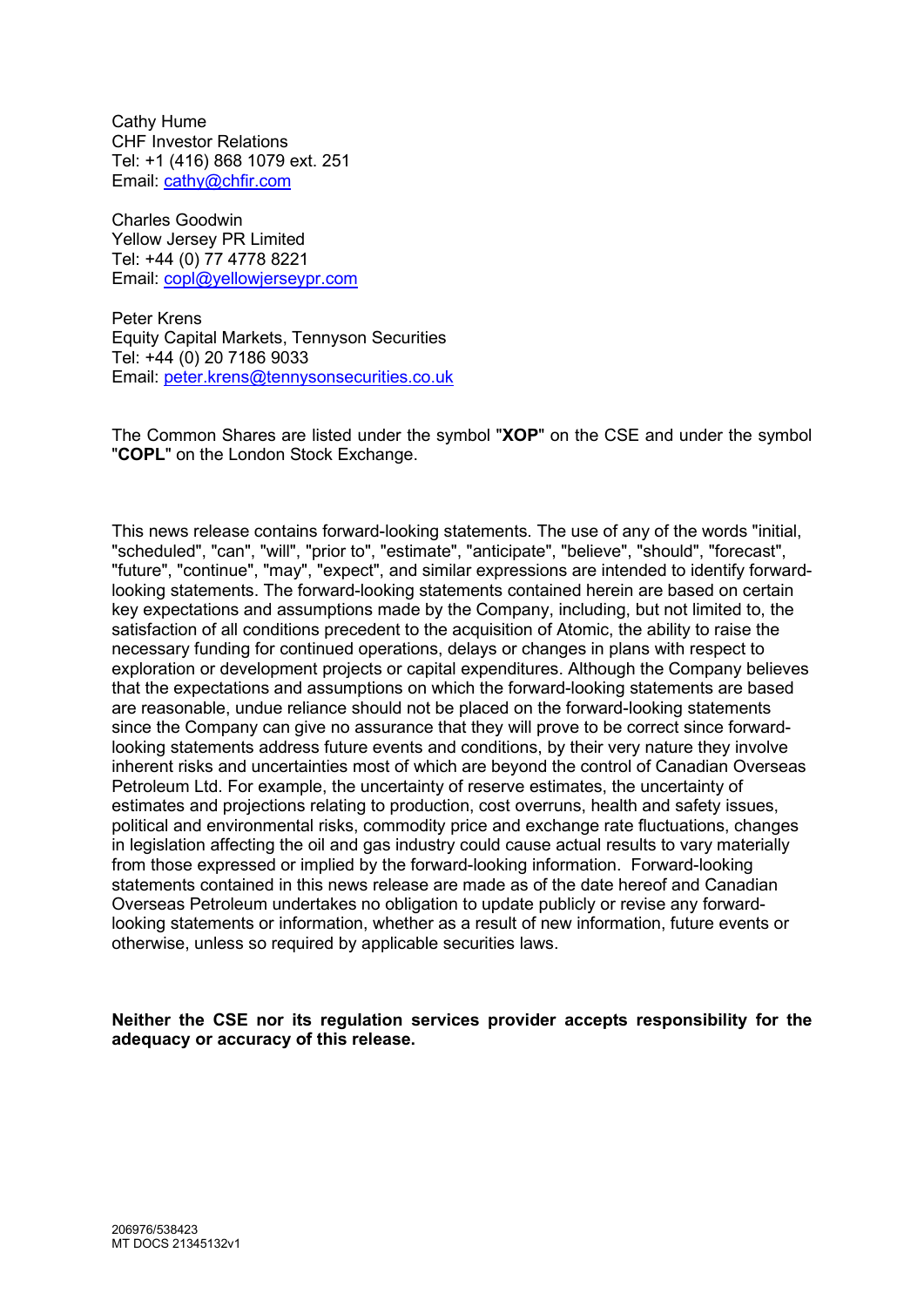Cathy Hume
CHF Investor Relations
Tel: +1 (416) 868 1079 ext. 251
Email: cathy@chfir.com

Charles Goodwin
Yellow Jersey PR Limited
Tel: +44 (0) 77 4778 8221
Email: copl@yellowjerseypr.com

Peter Krens
Equity Capital Markets, Tennyson Securities
Tel: +44 (0) 20 7186 9033
Email: peter.krens@tennysonsecurities.co.uk

The Common Shares are listed under the symbol "**XOP**" on the CSE and under the symbol "**COPL**" on the London Stock Exchange.

This news release contains forward-looking statements. The use of any of the words "initial, "scheduled", "can", "will", "prior to", "estimate", "anticipate", "believe", "should", "forecast", "future", "continue", "may", "expect", and similar expressions are intended to identify forward-looking statements. The forward-looking statements contained herein are based on certain key expectations and assumptions made by the Company, including, but not limited to, the satisfaction of all conditions precedent to the acquisition of Atomic, the ability to raise the necessary funding for continued operations, delays or changes in plans with respect to exploration or development projects or capital expenditures. Although the Company believes that the expectations and assumptions on which the forward-looking statements are based are reasonable, undue reliance should not be placed on the forward-looking statements since the Company can give no assurance that they will prove to be correct since forward-looking statements address future events and conditions, by their very nature they involve inherent risks and uncertainties most of which are beyond the control of Canadian Overseas Petroleum Ltd. For example, the uncertainty of reserve estimates, the uncertainty of estimates and projections relating to production, cost overruns, health and safety issues, political and environmental risks, commodity price and exchange rate fluctuations, changes in legislation affecting the oil and gas industry could cause actual results to vary materially from those expressed or implied by the forward-looking information. Forward-looking statements contained in this news release are made as of the date hereof and Canadian Overseas Petroleum undertakes no obligation to update publicly or revise any forward-looking statements or information, whether as a result of new information, future events or otherwise, unless so required by applicable securities laws.

**Neither the CSE nor its regulation services provider accepts responsibility for the adequacy or accuracy of this release.**

206976/538423
MT DOCS 21345132v1